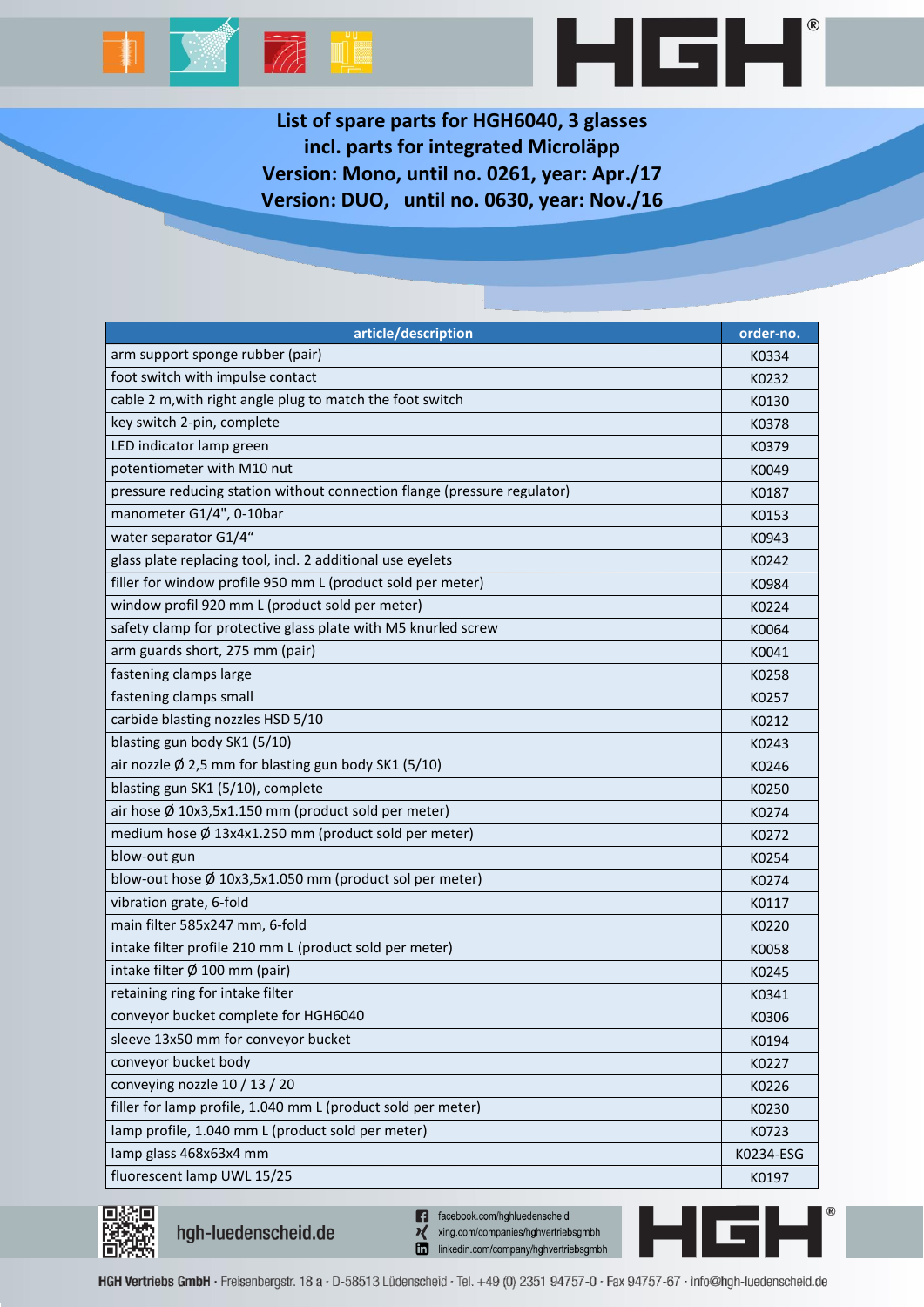# List of spare parts for HGH6040, 3 glasses
# incl. parts for integrated Microläpp
# Version: Mono, until no. 0261, year: Apr./17
# Version: DUO, until no. 0630, year: Nov./16

| article/description | order-no. |
|---|---|
| arm support sponge rubber (pair) | K0334 |
| foot switch with impulse contact | K0232 |
| cable 2 m,with right angle plug to match the foot switch | K0130 |
| key switch 2-pin, complete | K0378 |
| LED indicator lamp green | K0379 |
| potentiometer with M10 nut | K0049 |
| pressure reducing station without connection flange (pressure regulator) | K0187 |
| manometer G1/4", 0-10bar | K0153 |
| water separator G1/4“ | K0943 |
| glass plate replacing tool, incl. 2 additional use eyelets | K0242 |
| filler for window profile 950 mm L (product sold per meter) | K0984 |
| window profil 920 mm L (product sold per meter) | K0224 |
| safety clamp for protective glass plate with M5 knurled screw | K0064 |
| arm guards short, 275 mm (pair) | K0041 |
| fastening clamps large | K0258 |
| fastening clamps small | K0257 |
| carbide blasting nozzles HSD 5/10 | K0212 |
| blasting gun body SK1 (5/10) | K0243 |
| air nozzle Ø 2,5 mm for blasting gun body SK1 (5/10) | K0246 |
| blasting gun SK1 (5/10), complete | K0250 |
| air hose Ø 10x3,5x1.150 mm (product sold per meter) | K0274 |
| medium hose Ø 13x4x1.250 mm (product sold per meter) | K0272 |
| blow-out gun | K0254 |
| blow-out hose Ø 10x3,5x1.050 mm (product sol per meter) | K0274 |
| vibration grate, 6-fold | K0117 |
| main filter 585x247 mm, 6-fold | K0220 |
| intake filter profile 210 mm L (product sold per meter) | K0058 |
| intake filter Ø 100 mm (pair) | K0245 |
| retaining ring for intake filter | K0341 |
| conveyor bucket complete for HGH6040 | K0306 |
| sleeve 13x50 mm for conveyor bucket | K0194 |
| conveyor bucket body | K0227 |
| conveying nozzle 10 / 13 / 20 | K0226 |
| filler for lamp profile, 1.040 mm L (product sold per meter) | K0230 |
| lamp profile, 1.040 mm L (product sold per meter) | K0723 |
| lamp glass 468x63x4 mm | K0234-ESG |
| fluorescent lamp UWL 15/25 | K0197 |

hgh-luedenscheid.de

facebook.com/hghluedenscheid
xing.com/companies/hghvertriebsgmbh
linkedin.com/company/hghvertriebsgmbh

HGH Vertriebs GmbH · Freisenbergstr. 18 a · D-58513 Lüdenscheid · Tel. +49 (0) 2351 94757-0 · Fax 94757-67 · info@hgh-luedenscheid.de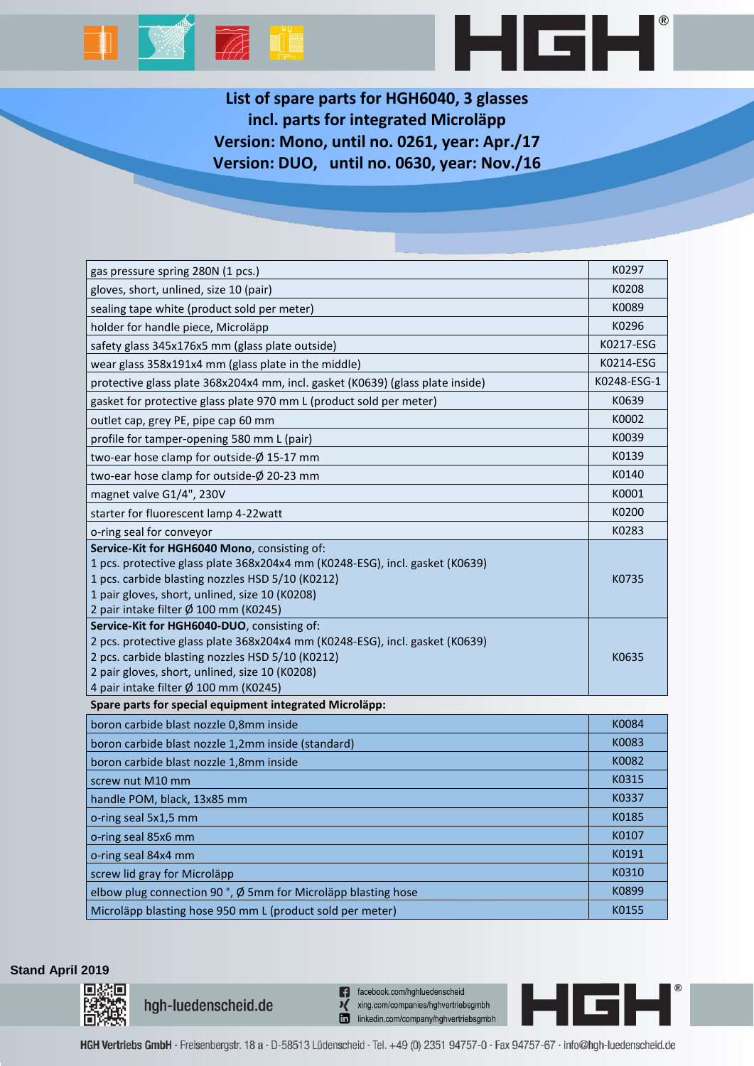# List of spare parts for HGH6040, 3 glasses incl. parts for integrated Microläpp

## Version: Mono, until no. 0261, year: Apr./17
## Version: DUO, until no. 0630, year: Nov./16

| | |
|---|---|
| gas pressure spring 280N (1 pcs.) | K0297 |
| gloves, short, unlined, size 10 (pair) | K0208 |
| sealing tape white (product sold per meter) | K0089 |
| holder for handle piece, Microläpp | K0296 |
| safety glass 345x176x5 mm (glass plate outside) | K0217-ESG |
| wear glass 358x191x4 mm (glass plate in the middle) | K0214-ESG |
| protective glass plate 368x204x4 mm, incl. gasket (K0639) (glass plate inside) | K0248-ESG-1 |
| gasket for protective glass plate 970 mm L (product sold per meter) | K0639 |
| outlet cap, grey PE, pipe cap 60 mm | K0002 |
| profile for tamper-opening 580 mm L (pair) | K0039 |
| two-ear hose clamp for outside-Ø 15-17 mm | K0139 |
| two-ear hose clamp for outside-Ø 20-23 mm | K0140 |
| magnet valve G1/4", 230V | K0001 |
| starter for fluorescent lamp 4-22watt | K0200 |
| o-ring seal for conveyor | K0283 |
| **Service-Kit for HGH6040 Mono**, consisting of:<br>1 pcs. protective glass plate 368x204x4 mm (K0248-ESG), incl. gasket (K0639)<br>1 pcs. carbide blasting nozzles HSD 5/10 (K0212)<br>1 pair gloves, short, unlined, size 10 (K0208)<br>2 pair intake filter Ø 100 mm (K0245) | K0735 |
| **Service-Kit for HGH6040-DUO**, consisting of:<br>2 pcs. protective glass plate 368x204x4 mm (K0248-ESG), incl. gasket (K0639)<br>2 pcs. carbide blasting nozzles HSD 5/10 (K0212)<br>2 pair gloves, short, unlined, size 10 (K0208)<br>4 pair intake filter Ø 100 mm (K0245) | K0635 |
| **Spare parts for special equipment integrated Microläpp:** | |
| boron carbide blast nozzle 0,8mm inside | K0084 |
| boron carbide blast nozzle 1,2mm inside (standard) | K0083 |
| boron carbide blast nozzle 1,8mm inside | K0082 |
| screw nut M10 mm | K0315 |
| handle POM, black, 13x85 mm | K0337 |
| o-ring seal 5x1,5 mm | K0185 |
| o-ring seal 85x6 mm | K0107 |
| o-ring seal 84x4 mm | K0191 |
| screw lid gray for Microläpp | K0310 |
| elbow plug connection 90 °, Ø 5mm for Microläpp blasting hose | K0899 |
| Microläpp blasting hose 950 mm L (product sold per meter) | K0155 |

**Stand April 2019**

hgh-luedenscheid.de

facebook.com/hghluedenscheid
xing.com/companies/hghvertriebsgmbh
linkedin.com/company/hghvertriebsgmbh

HGH Vertriebs GmbH · Freisenbergstr. 18 a · D-58513 Lüdenscheid · Tel. +49 (0) 2351 94757-0 · Fax 94757-67 · info@hgh-luedenscheid.de